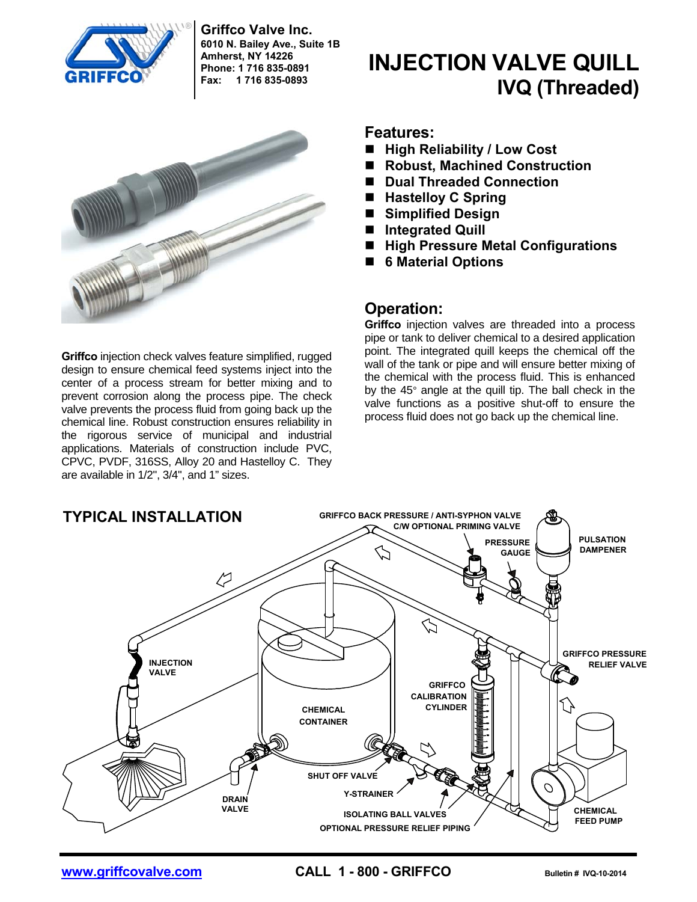**Griffco Valve Inc.**
**6010 N. Bailey Ave., Suite 1B**
**Amherst, NY 14226**
**Phone: 1 716 835-0891**
**Fax: 1 716 835-0893**

# INJECTION VALVE QUILL
## IVQ (Threaded)

**Griffco** injection check valves feature simplified, rugged design to ensure chemical feed systems inject into the center of a process stream for better mixing and to prevent corrosion along the process pipe. The check valve prevents the process fluid from going back up the chemical line. Robust construction ensures reliability in the rigorous service of municipal and industrial applications. Materials of construction include PVC, CPVC, PVDF, 316SS, Alloy 20 and Hastelloy C. They are available in 1/2", 3/4", and 1" sizes.

## Features:

- **High Reliability / Low Cost**
- **Robust, Machined Construction**
- **Dual Threaded Connection**
- **Hastelloy C Spring**
- **Simplified Design**
- **Integrated Quill**
- **High Pressure Metal Configurations**
- **6 Material Options**

## Operation:

**Griffco** injection valves are threaded into a process pipe or tank to deliver chemical to a desired application point. The integrated quill keeps the chemical off the wall of the tank or pipe and will ensure better mixing of the chemical with the process fluid. This is enhanced by the 45° angle at the quill tip. The ball check in the valve functions as a positive shut-off to ensure the process fluid does not go back up the chemical line.

## TYPICAL INSTALLATION

GRIFFCO BACK PRESSURE / ANTI-SYPHON VALVE C/W OPTIONAL PRIMING VALVE

PRESSURE GAUGE

PULSATION DAMPENER

INJECTION VALVE

GRIFFCO PRESSURE RELIEF VALVE

GRIFFCO CALIBRATION CYLINDER

CHEMICAL CONTAINER

SHUT OFF VALVE

Y-STRAINER

DRAIN VALVE

ISOLATING BALL VALVES

OPTIONAL PRESSURE RELIEF PIPING

CHEMICAL FEED PUMP

www.griffcovalve.com **CALL 1 - 800 - GRIFFCO** **Bulletin # IVQ-10-2014**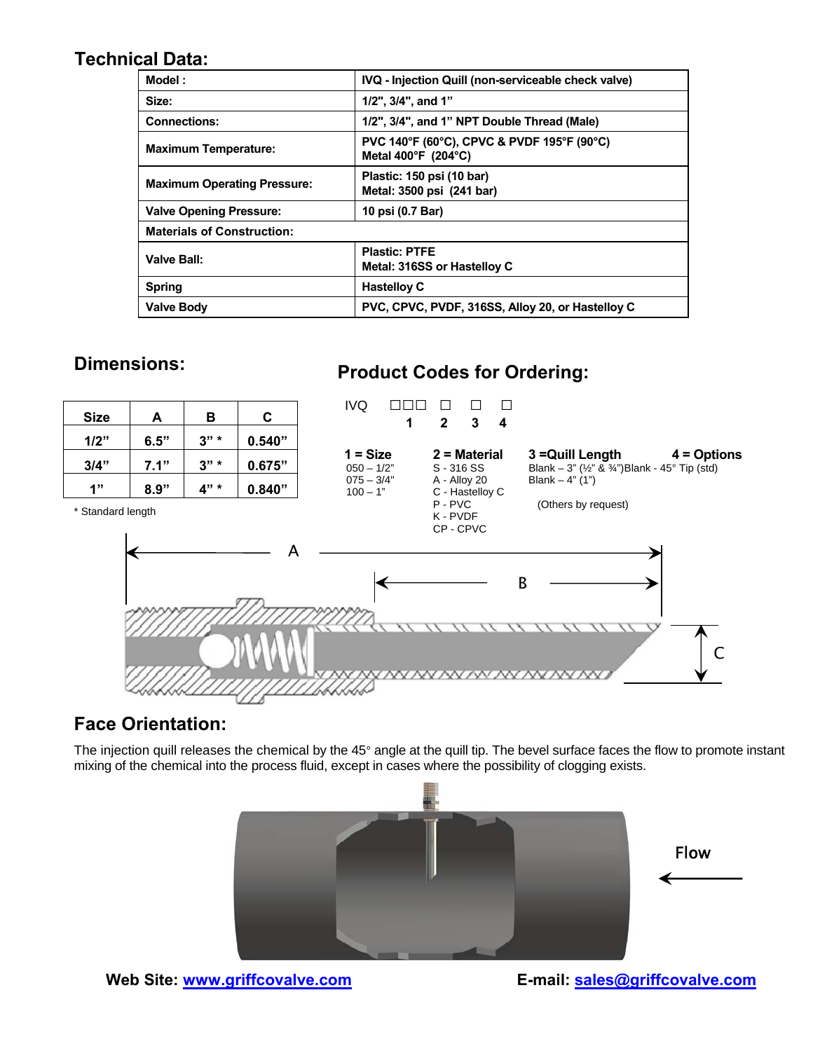## Technical Data:

| | |
|---|---|
| **Model :** | **IVQ - Injection Quill (non-serviceable check valve)** |
| **Size:** | **1/2", 3/4", and 1"** |
| **Connections:** | **1/2", 3/4", and 1" NPT Double Thread (Male)** |
| **Maximum Temperature:** | **PVC 140°F (60°C), CPVC & PVDF 195°F (90°C)**<br>**Metal 400°F (204°C)** |
| **Maximum Operating Pressure:** | **Plastic: 150 psi (10 bar)**<br>**Metal: 3500 psi (241 bar)** |
| **Valve Opening Pressure:** | **10 psi (0.7 Bar)** |
| **Materials of Construction:** | |
| **Valve Ball:** | **Plastic: PTFE**<br>**Metal: 316SS or Hastelloy C** |
| **Spring** | **Hastelloy C** |
| **Valve Body** | **PVC, CPVC, PVDF, 316SS, Alloy 20, or Hastelloy C** |

## Dimensions:

| Size | A | B | C |
|---|---|---|---|
| 1/2" | 6.5" | 3" * | 0.540" |
| 3/4" | 7.1" | 3" * | 0.675" |
| 1" | 8.9" | 4" * | 0.840" |

\* Standard length

## Product Codes for Ordering:

IVQ ☐☐☐ ☐ ☐ ☐
1 2 3 4

**1 = Size**
050 – 1/2"
075 – 3/4"
100 – 1"

**2 = Material**
S - 316 SS
A - Alloy 20
C - Hastelloy C
P - PVC
K - PVDF
CP - CPVC

**3 =Quill Length**
Blank – 3" (½" & ¾")
Blank – 4" (1")
(Others by request)

**4 = Options**
Blank - 45° Tip (std)

A
B
C

## Face Orientation:

The injection quill releases the chemical by the 45° angle at the quill tip. The bevel surface faces the flow to promote instant mixing of the chemical into the process fluid, except in cases where the possibility of clogging exists.

Flow

**Web Site: www.griffcovalve.com** **E-mail: sales@griffcovalve.com**